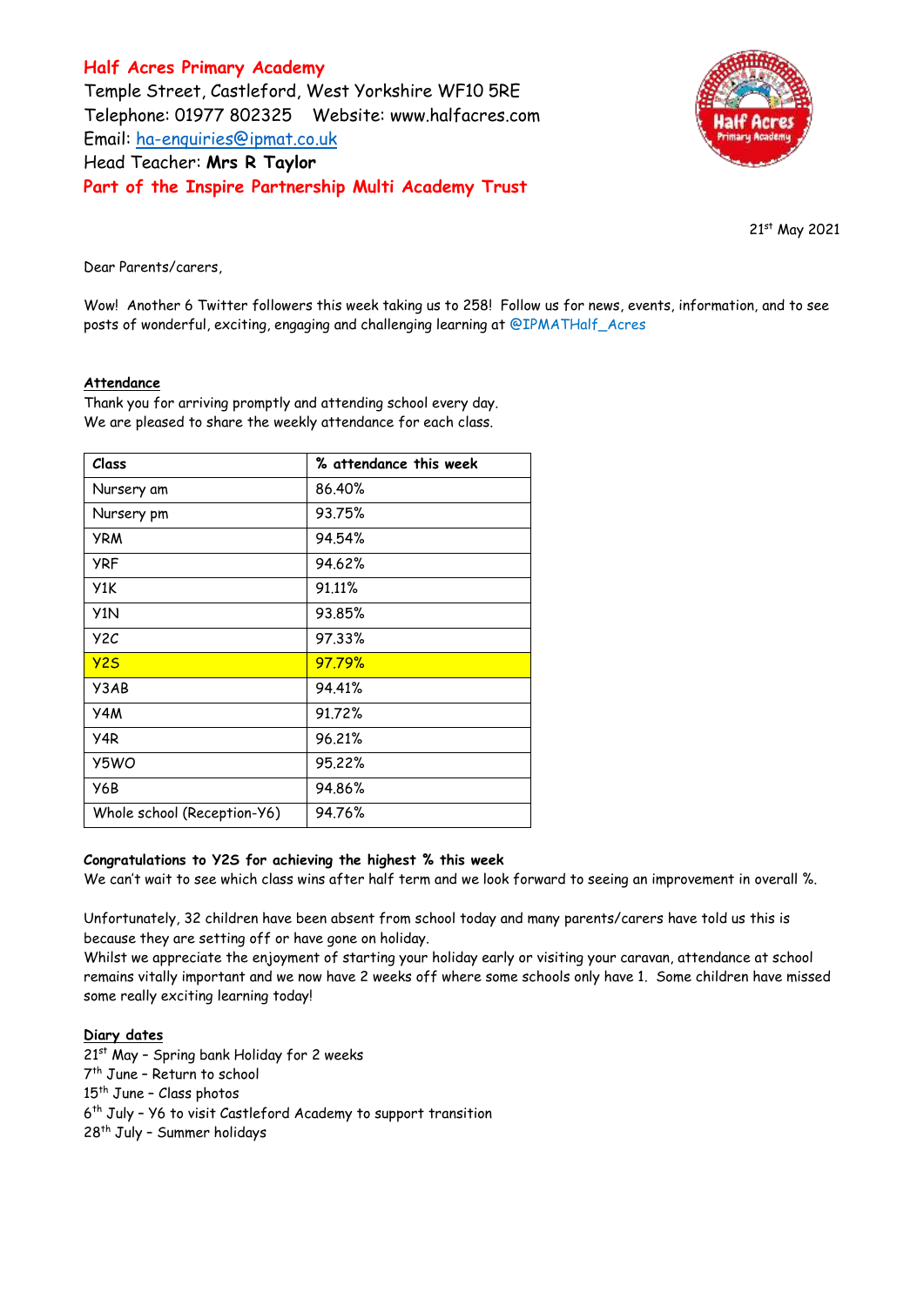# Half Acres Primary Academy

Temple Street, Castleford, West Yorkshire WF10 5RE
Telephone: 01977 802325 Website: www.halfacres.com
Email: ha-enquiries@ipmat.co.uk
Head Teacher: **Mrs R Taylor**

**Part of the Inspire Partnership Multi Academy Trust**

21st May 2021

Dear Parents/carers,

Wow! Another 6 Twitter followers this week taking us to 258! Follow us for news, events, information, and to see posts of wonderful, exciting, engaging and challenging learning at @IPMATHalf_Acres

## Attendance

Thank you for arriving promptly and attending school every day.
We are pleased to share the weekly attendance for each class.

| Class | % attendance this week |
|---|---|
| Nursery am | 86.40% |
| Nursery pm | 93.75% |
| YRM | 94.54% |
| YRF | 94.62% |
| Y1K | 91.11% |
| Y1N | 93.85% |
| Y2C | 97.33% |
| Y2S | 97.79% |
| Y3AB | 94.41% |
| Y4M | 91.72% |
| Y4R | 96.21% |
| Y5WO | 95.22% |
| Y6B | 94.86% |
| Whole school (Reception-Y6) | 94.76% |

**Congratulations to Y2S for achieving the highest % this week**
We can't wait to see which class wins after half term and we look forward to seeing an improvement in overall %.

Unfortunately, 32 children have been absent from school today and many parents/carers have told us this is because they are setting off or have gone on holiday.
Whilst we appreciate the enjoyment of starting your holiday early or visiting your caravan, attendance at school remains vitally important and we now have 2 weeks off where some schools only have 1. Some children have missed some really exciting learning today!

## Diary dates

21st May – Spring bank Holiday for 2 weeks
7th June – Return to school
15th June – Class photos
6th July – Y6 to visit Castleford Academy to support transition
28th July – Summer holidays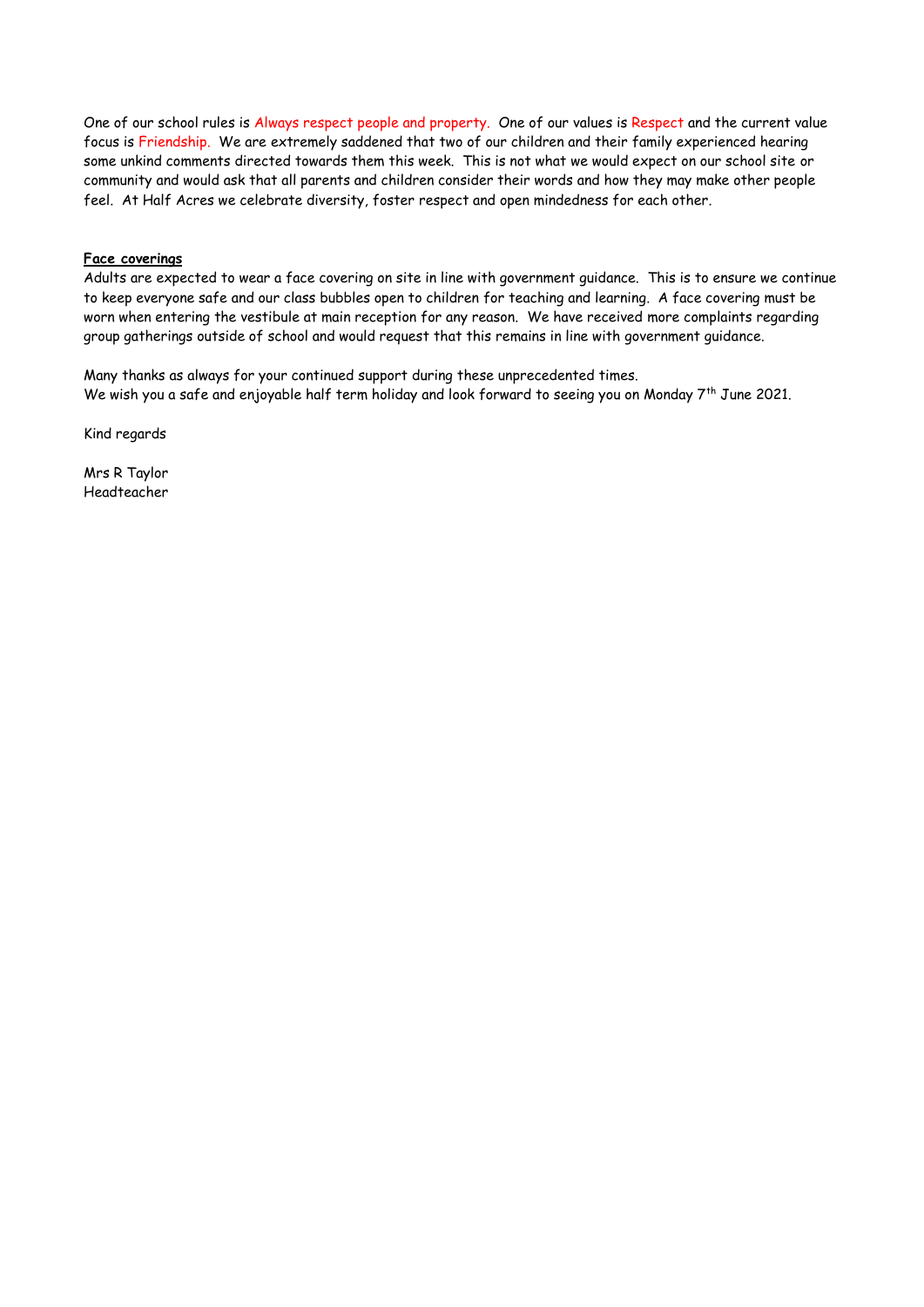One of our school rules is Always respect people and property. One of our values is Respect and the current value focus is Friendship. We are extremely saddened that two of our children and their family experienced hearing some unkind comments directed towards them this week. This is not what we would expect on our school site or community and would ask that all parents and children consider their words and how they may make other people feel. At Half Acres we celebrate diversity, foster respect and open mindedness for each other.

**Face coverings**

Adults are expected to wear a face covering on site in line with government guidance. This is to ensure we continue to keep everyone safe and our class bubbles open to children for teaching and learning. A face covering must be worn when entering the vestibule at main reception for any reason. We have received more complaints regarding group gatherings outside of school and would request that this remains in line with government guidance.

Many thanks as always for your continued support during these unprecedented times.
We wish you a safe and enjoyable half term holiday and look forward to seeing you on Monday 7th June 2021.

Kind regards

Mrs R Taylor
Headteacher